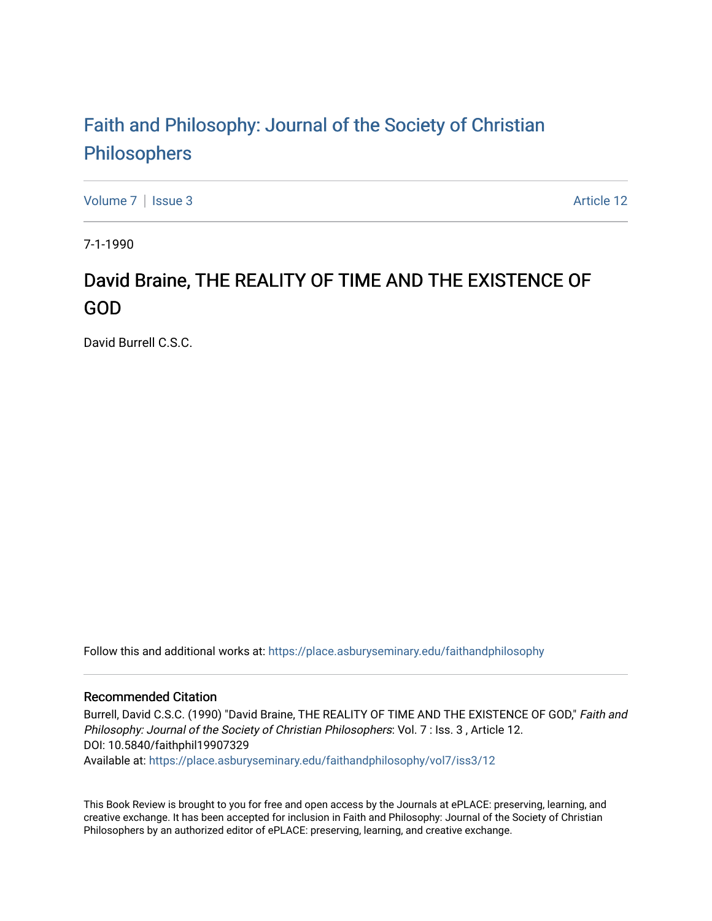# Faith and Philosophy: Journal of the Society of Christian Philosophers

Volume 7 | Issue 3 Article 12

7-1-1990

## David Braine, THE REALITY OF TIME AND THE EXISTENCE OF GOD

David Burrell C.S.C.

Follow this and additional works at: https://place.asburyseminary.edu/faithandphilosophy

### Recommended Citation

Burrell, David C.S.C. (1990) "David Braine, THE REALITY OF TIME AND THE EXISTENCE OF GOD," *Faith and Philosophy: Journal of the Society of Christian Philosophers*: Vol. 7 : Iss. 3 , Article 12.
DOI: 10.5840/faithphil19907329
Available at: https://place.asburyseminary.edu/faithandphilosophy/vol7/iss3/12

This Book Review is brought to you for free and open access by the Journals at ePLACE: preserving, learning, and creative exchange. It has been accepted for inclusion in Faith and Philosophy: Journal of the Society of Christian Philosophers by an authorized editor of ePLACE: preserving, learning, and creative exchange.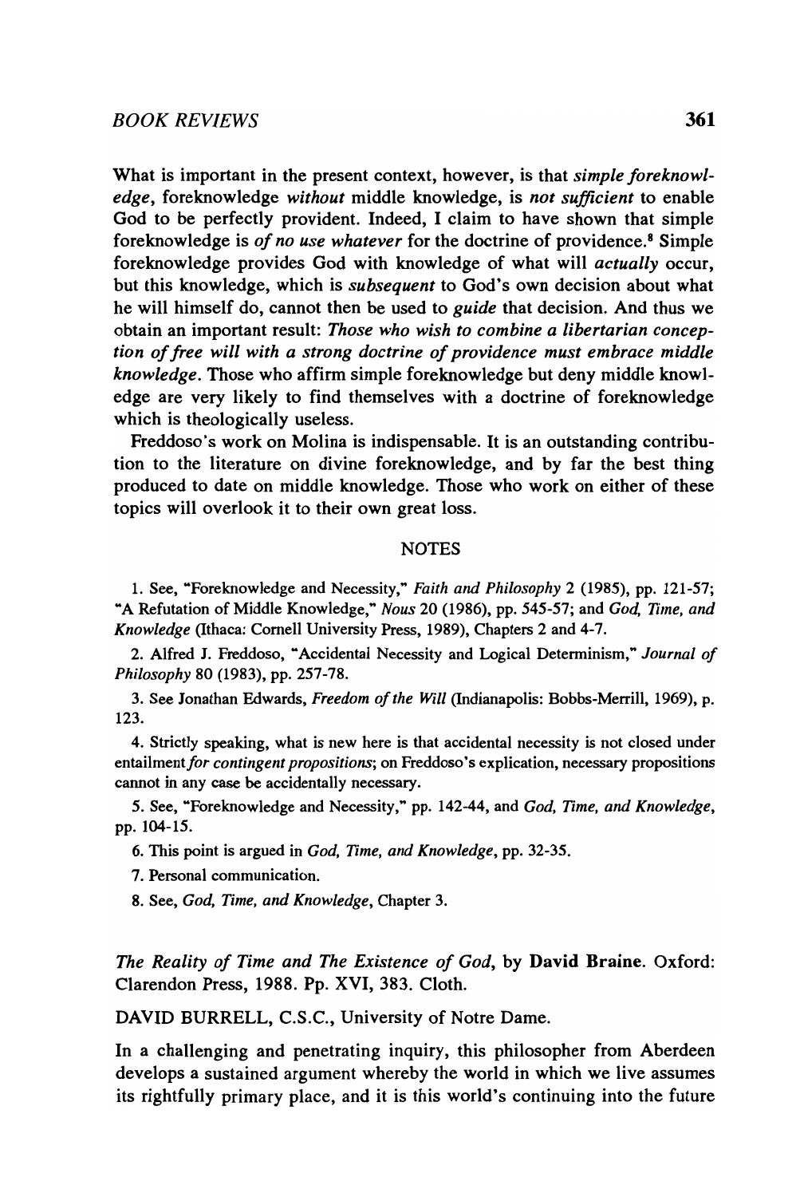What is important in the present context, however, is that *simple foreknowledge*, foreknowledge *without* middle knowledge, is *not sufficient* to enable God to be perfectly provident. Indeed, I claim to have shown that simple foreknowledge is *of no use whatever* for the doctrine of providence.[8] Simple foreknowledge provides God with knowledge of what will *actually* occur, but this knowledge, which is *subsequent* to God's own decision about what he will himself do, cannot then be used to *guide* that decision. And thus we obtain an important result: *Those who wish to combine a libertarian conception of free will with a strong doctrine of providence must embrace middle knowledge*. Those who affirm simple foreknowledge but deny middle knowledge are very likely to find themselves with a doctrine of foreknowledge which is theologically useless.

Freddoso's work on Molina is indispensable. It is an outstanding contribution to the literature on divine foreknowledge, and by far the best thing produced to date on middle knowledge. Those who work on either of these topics will overlook it to their own great loss.

## NOTES

1. See, "Foreknowledge and Necessity," *Faith and Philosophy* 2 (1985), pp. 121-57; "A Refutation of Middle Knowledge," *Nous* 20 (1986), pp. 545-57; and *God, Time, and Knowledge* (Ithaca: Cornell University Press, 1989), Chapters 2 and 4-7.

2. Alfred J. Freddoso, "Accidental Necessity and Logical Determinism," *Journal of Philosophy* 80 (1983), pp. 257-78.

3. See Jonathan Edwards, *Freedom of the Will* (Indianapolis: Bobbs-Merrill, 1969), p. 123.

4. Strictly speaking, what is new here is that accidental necessity is not closed under entailment *for contingent propositions*; on Freddoso's explication, necessary propositions cannot in any case be accidentally necessary.

5. See, "Foreknowledge and Necessity," pp. 142-44, and *God, Time, and Knowledge*, pp. 104-15.

6. This point is argued in *God, Time, and Knowledge*, pp. 32-35.

7. Personal communication.

8. See, *God, Time, and Knowledge*, Chapter 3.

*The Reality of Time and The Existence of God*, by **David Braine**. Oxford: Clarendon Press, 1988. Pp. XVI, 383. Cloth.

DAVID BURRELL, C.S.C., University of Notre Dame.

In a challenging and penetrating inquiry, this philosopher from Aberdeen develops a sustained argument whereby the world in which we live assumes its rightfully primary place, and it is this world's continuing into the future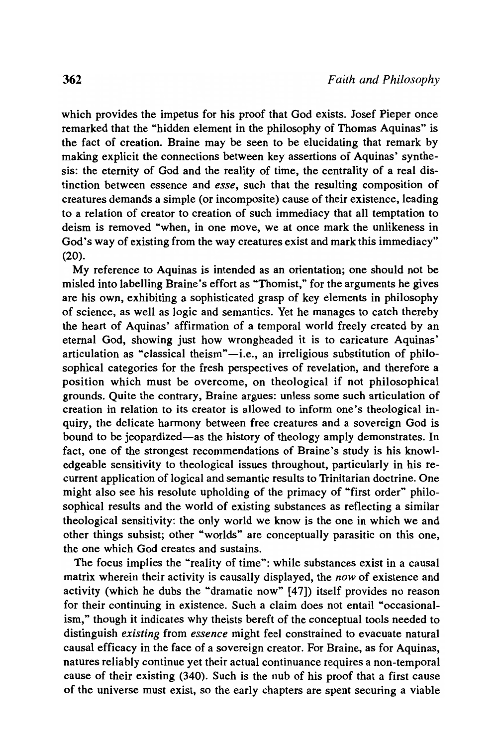which provides the impetus for his proof that God exists. Josef Pieper once remarked that the "hidden element in the philosophy of Thomas Aquinas" is the fact of creation. Braine may be seen to be elucidating that remark by making explicit the connections between key assertions of Aquinas' synthesis: the eternity of God and the reality of time, the centrality of a real distinction between essence and *esse*, such that the resulting composition of creatures demands a simple (or incomposite) cause of their existence, leading to a relation of creator to creation of such immediacy that all temptation to deism is removed "when, in one move, we at once mark the unlikeness in God's way of existing from the way creatures exist and mark this immediacy" (20).

My reference to Aquinas is intended as an orientation; one should not be misled into labelling Braine's effort as "Thomist," for the arguments he gives are his own, exhibiting a sophisticated grasp of key elements in philosophy of science, as well as logic and semantics. Yet he manages to catch thereby the heart of Aquinas' affirmation of a temporal world freely created by an eternal God, showing just how wrongheaded it is to caricature Aquinas' articulation as "classical theism"—i.e., an irreligious substitution of philosophical categories for the fresh perspectives of revelation, and therefore a position which must be overcome, on theological if not philosophical grounds. Quite the contrary, Braine argues: unless some such articulation of creation in relation to its creator is allowed to inform one's theological inquiry, the delicate harmony between free creatures and a sovereign God is bound to be jeopardized—as the history of theology amply demonstrates. In fact, one of the strongest recommendations of Braine's study is his knowledgeable sensitivity to theological issues throughout, particularly in his recurrent application of logical and semantic results to Trinitarian doctrine. One might also see his resolute upholding of the primacy of "first order" philosophical results and the world of existing substances as reflecting a similar theological sensitivity: the only world we know is the one in which we and other things subsist; other "worlds" are conceptually parasitic on this one, the one which God creates and sustains.

The focus implies the "reality of time": while substances exist in a causal matrix wherein their activity is causally displayed, the *now* of existence and activity (which he dubs the "dramatic now" [47]) itself provides no reason for their continuing in existence. Such a claim does not entail "occasionalism," though it indicates why theists bereft of the conceptual tools needed to distinguish *existing* from *essence* might feel constrained to evacuate natural causal efficacy in the face of a sovereign creator. For Braine, as for Aquinas, natures reliably continue yet their actual continuance requires a non-temporal cause of their existing (340). Such is the nub of his proof that a first cause of the universe must exist, so the early chapters are spent securing a viable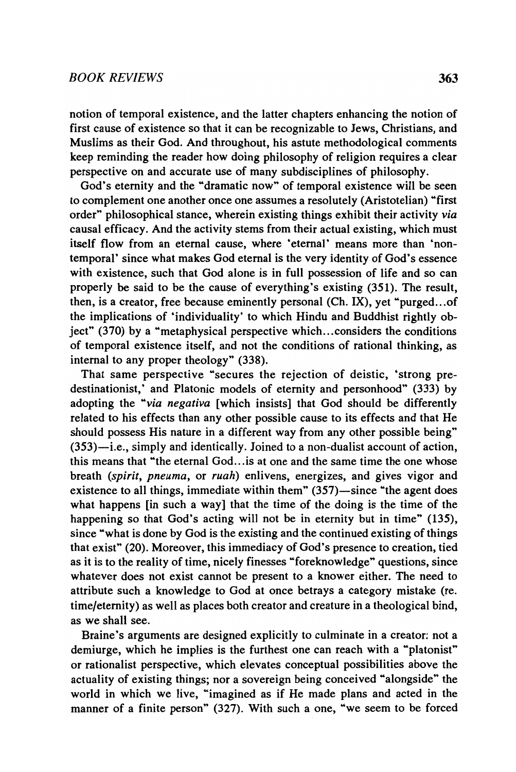notion of temporal existence, and the latter chapters enhancing the notion of first cause of existence so that it can be recognizable to Jews, Christians, and Muslims as their God. And throughout, his astute methodological comments keep reminding the reader how doing philosophy of religion requires a clear perspective on and accurate use of many subdisciplines of philosophy.

God's eternity and the "dramatic now" of temporal existence will be seen to complement one another once one assumes a resolutely (Aristotelian) "first order" philosophical stance, wherein existing things exhibit their activity *via* causal efficacy. And the activity stems from their actual existing, which must itself flow from an eternal cause, where 'eternal' means more than 'non-temporal' since what makes God eternal is the very identity of God's essence with existence, such that God alone is in full possession of life and so can properly be said to be the cause of everything's existing (351). The result, then, is a creator, free because eminently personal (Ch. IX), yet "purged...of the implications of 'individuality' to which Hindu and Buddhist rightly object" (370) by a "metaphysical perspective which...considers the conditions of temporal existence itself, and not the conditions of rational thinking, as internal to any proper theology" (338).

That same perspective "secures the rejection of deistic, 'strong predestinationist,' and Platonic models of eternity and personhood" (333) by adopting the "*via negativa* [which insists] that God should be differently related to his effects than any other possible cause to its effects and that He should possess His nature in a different way from any other possible being" (353)—i.e., simply and identically. Joined to a non-dualist account of action, this means that "the eternal God...is at one and the same time the one whose breath (*spirit*, *pneuma*, or *ruah*) enlivens, energizes, and gives vigor and existence to all things, immediate within them" (357)—since "the agent does what happens [in such a way] that the time of the doing is the time of the happening so that God's acting will not be in eternity but in time" (135), since "what is done by God is the existing and the continued existing of things that exist" (20). Moreover, this immediacy of God's presence to creation, tied as it is to the reality of time, nicely finesses "foreknowledge" questions, since whatever does not exist cannot be present to a knower either. The need to attribute such a knowledge to God at once betrays a category mistake (re. time/eternity) as well as places both creator and creature in a theological bind, as we shall see.

Braine's arguments are designed explicitly to culminate in a creator: not a demiurge, which he implies is the furthest one can reach with a "platonist" or rationalist perspective, which elevates conceptual possibilities above the actuality of existing things; nor a sovereign being conceived "alongside" the world in which we live, "imagined as if He made plans and acted in the manner of a finite person" (327). With such a one, "we seem to be forced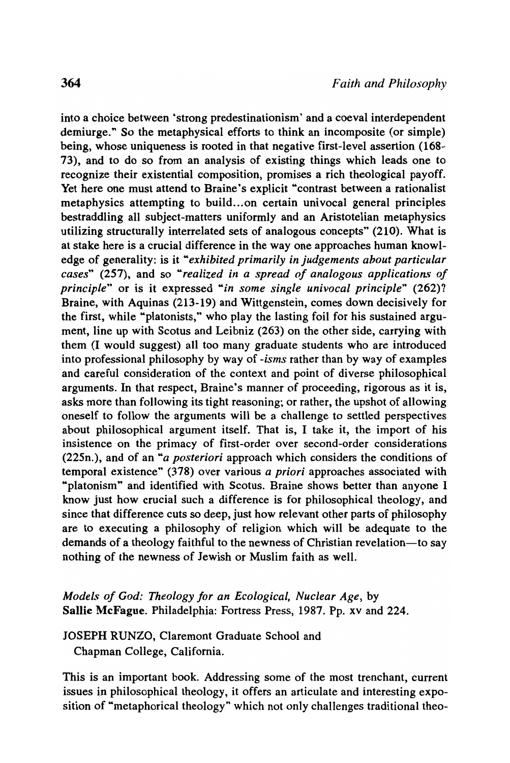into a choice between 'strong predestinationism' and a coeval interdependent demiurge." So the metaphysical efforts to think an incomposite (or simple) being, whose uniqueness is rooted in that negative first-level assertion (168-73), and to do so from an analysis of existing things which leads one to recognize their existential composition, promises a rich theological payoff. Yet here one must attend to Braine's explicit "contrast between a rationalist metaphysics attempting to build...on certain univocal general principles bestraddling all subject-matters uniformly and an Aristotelian metaphysics utilizing structurally interrelated sets of analogous concepts" (210). What is at stake here is a crucial difference in the way one approaches human knowledge of generality: is it "*exhibited primarily in judgements about particular cases*" (257), and so "*realized in a spread of analogous applications of principle*" or is it expressed "*in some single univocal principle*" (262)? Braine, with Aquinas (213-19) and Wittgenstein, comes down decisively for the first, while "platonists," who play the lasting foil for his sustained argument, line up with Scotus and Leibniz (263) on the other side, carrying with them (I would suggest) all too many graduate students who are introduced into professional philosophy by way of *-isms* rather than by way of examples and careful consideration of the context and point of diverse philosophical arguments. In that respect, Braine's manner of proceeding, rigorous as it is, asks more than following its tight reasoning; or rather, the upshot of allowing oneself to follow the arguments will be a challenge to settled perspectives about philosophical argument itself. That is, I take it, the import of his insistence on the primacy of first-order over second-order considerations (225n.), and of an "*a posteriori* approach which considers the conditions of temporal existence" (378) over various *a priori* approaches associated with "platonism" and identified with Scotus. Braine shows better than anyone I know just how crucial such a difference is for philosophical theology, and since that difference cuts so deep, just how relevant other parts of philosophy are to executing a philosophy of religion which will be adequate to the demands of a theology faithful to the newness of Christian revelation—to say nothing of the newness of Jewish or Muslim faith as well.

*Models of God: Theology for an Ecological, Nuclear Age*, by **Sallie McFague**. Philadelphia: Fortress Press, 1987. Pp. xv and 224.

JOSEPH RUNZO, Claremont Graduate School and Chapman College, California.

This is an important book. Addressing some of the most trenchant, current issues in philosophical theology, it offers an articulate and interesting exposition of "metaphorical theology" which not only challenges traditional theo-